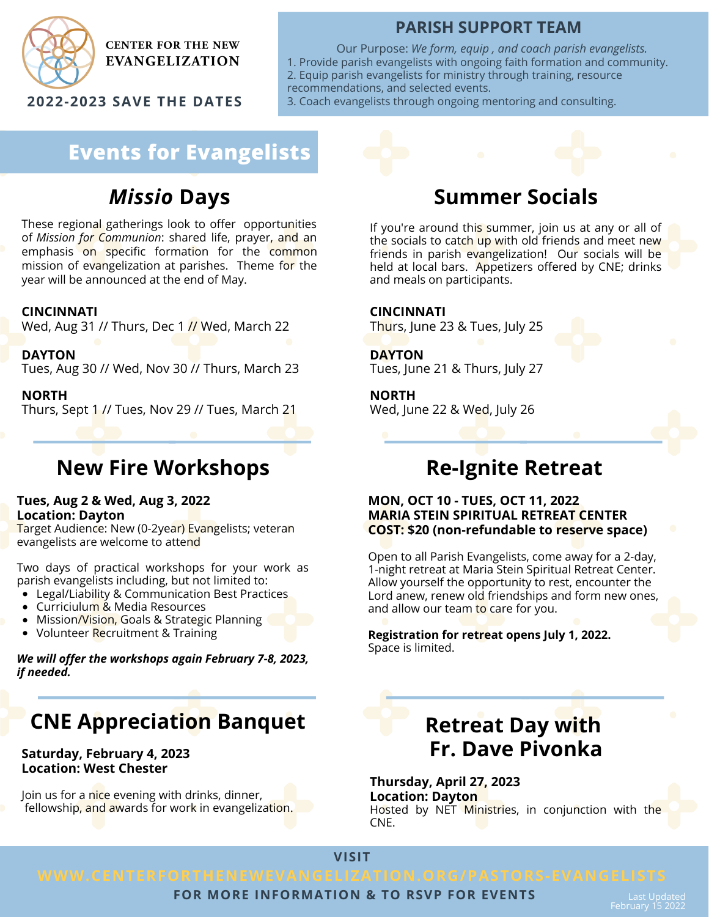**CENTER FOR THE NEW EVANGELIZATION**

**2022-2023 SAVE THE DATES**

## PARISH SUPPORT TEAM

Our Purpose: *We form, equip , and coach parish evangelists.*

1. Provide parish evangelists with ongoing faith formation and community.
2. Equip parish evangelists for ministry through training, resource recommendations, and selected events.
3. Coach evangelists through ongoing mentoring and consulting.

# Events for Evangelists

## *Missio* Days

These regional gatherings look to offer opportunities of *Mission for Communion*: shared life, prayer, and an emphasis on specific formation for the common mission of evangelization at parishes. Theme for the year will be announced at the end of May.

**CINCINNATI**
Wed, Aug 31 // Thurs, Dec 1 // Wed, March 22

**DAYTON**
Tues, Aug 30 // Wed, Nov 30 // Thurs, March 23

**NORTH**
Thurs, Sept 1 // Tues, Nov 29 // Tues, March 21

## Summer Socials

If you're around this summer, join us at any or all of the socials to catch up with old friends and meet new friends in parish evangelization! Our socials will be held at local bars. Appetizers offered by CNE; drinks and meals on participants.

**CINCINNATI**
Thurs, June 23 & Tues, July 25

**DAYTON**
Tues, June 21 & Thurs, July 27

**NORTH**
Wed, June 22 & Wed, July 26

## New Fire Workshops

**Tues, Aug 2 & Wed, Aug 3, 2022**
**Location: Dayton**
Target Audience: New (0-2year) Evangelists; veteran evangelists are welcome to attend

Two days of practical workshops for your work as parish evangelists including, but not limited to:

- Legal/Liability & Communication Best Practices
- Curriciulum & Media Resources
- Mission/Vision, Goals & Strategic Planning
- Volunteer Recruitment & Training

***We will offer the workshops again February 7-8, 2023, if needed.***

## Re-Ignite Retreat

**MON, OCT 10 - TUES, OCT 11, 2022**
**MARIA STEIN SPIRITUAL RETREAT CENTER**
**COST: $20 (non-refundable to reserve space)**

Open to all Parish Evangelists, come away for a 2-day, 1-night retreat at Maria Stein Spiritual Retreat Center. Allow yourself the opportunity to rest, encounter the Lord anew, renew old friendships and form new ones, and allow our team to care for you.

**Registration for retreat opens July 1, 2022.**
Space is limited.

## CNE Appreciation Banquet

**Saturday, February 4, 2023**
**Location: West Chester**

Join us for a nice evening with drinks, dinner, fellowship, and awards for work in evangelization.

## Retreat Day with Fr. Dave Pivonka

**Thursday, April 27, 2023**
**Location: Dayton**
Hosted by NET Ministries, in conjunction with the CNE.

VISIT
**WWW.CENTERFORTHENEWEVANGELIZATION.ORG/PASTORS-EVANGELISTS**
FOR MORE INFORMATION & TO RSVP FOR EVENTS

Last Updated February 15 2022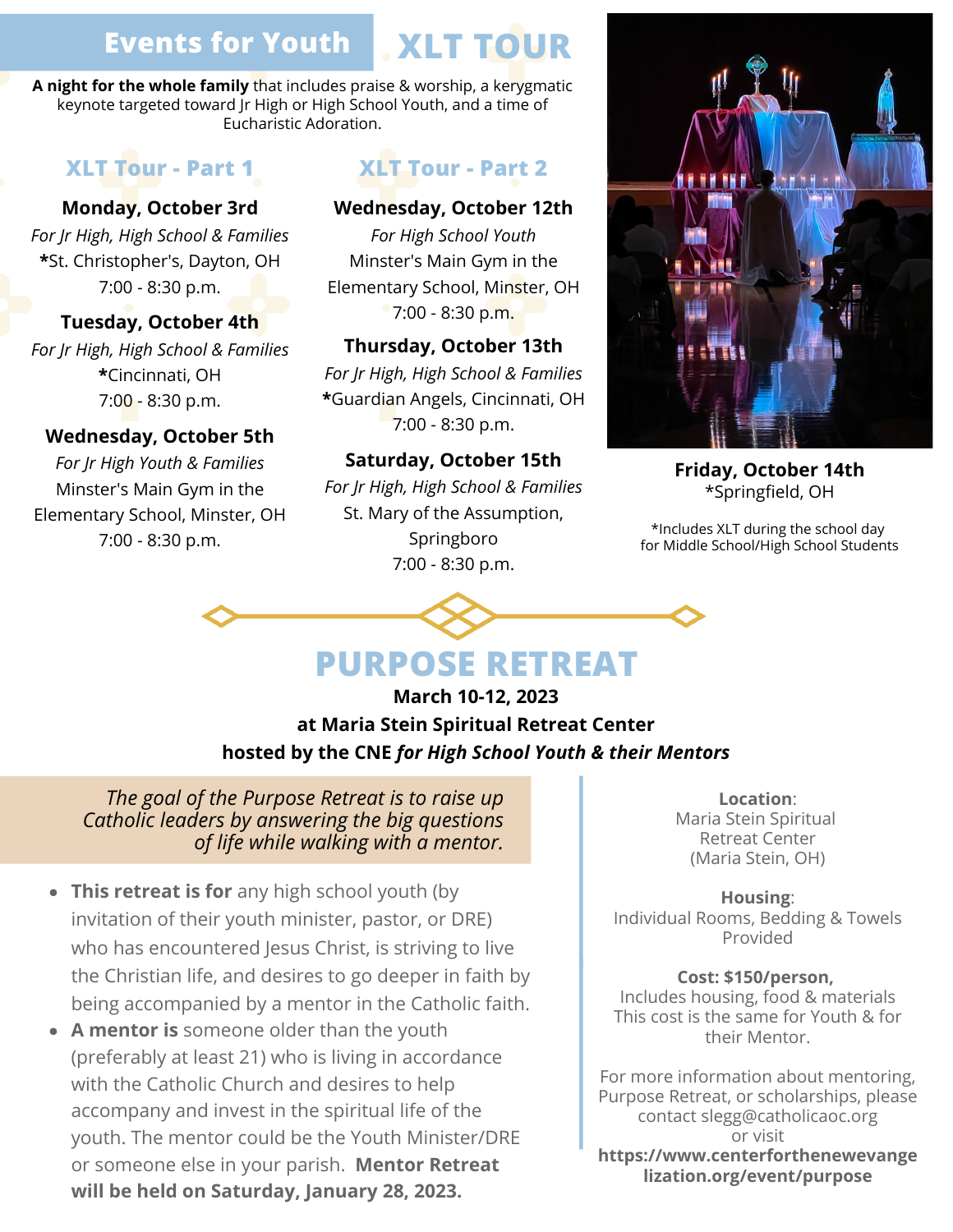## Events for Youth

# XLT TOUR

**A night for the whole family** that includes praise & worship, a kerygmatic keynote targeted toward Jr High or High School Youth, and a time of Eucharistic Adoration.

### XLT Tour - Part 1

**Monday, October 3rd**
*For Jr High, High School & Families*
***St. Christopher's, Dayton, OH**
7:00 - 8:30 p.m.

**Tuesday, October 4th**
*For Jr High, High School & Families*
***Cincinnati, OH**
7:00 - 8:30 p.m.

**Wednesday, October 5th**
*For Jr High Youth & Families*
Minster's Main Gym in the Elementary School, Minster, OH
7:00 - 8:30 p.m.

### XLT Tour - Part 2

**Wednesday, October 12th**
*For High School Youth*
Minster's Main Gym in the Elementary School, Minster, OH
7:00 - 8:30 p.m.

**Thursday, October 13th**
*For Jr High, High School & Families*
***Guardian Angels, Cincinnati, OH**
7:00 - 8:30 p.m.

**Saturday, October 15th**
*For Jr High, High School & Families*
St. Mary of the Assumption, Springboro
7:00 - 8:30 p.m.

**Friday, October 14th**
*Springfield, OH

*Includes XLT during the school day for Middle School/High School Students

# PURPOSE RETREAT

**March 10-12, 2023**
**at Maria Stein Spiritual Retreat Center**
**hosted by the CNE *for High School Youth & their Mentors***

*The goal of the Purpose Retreat is to raise up Catholic leaders by answering the big questions of life while walking with a mentor.*

- **This retreat is for** any high school youth (by invitation of their youth minister, pastor, or DRE) who has encountered Jesus Christ, is striving to live the Christian life, and desires to go deeper in faith by being accompanied by a mentor in the Catholic faith.
- **A mentor is** someone older than the youth (preferably at least 21) who is living in accordance with the Catholic Church and desires to help accompany and invest in the spiritual life of the youth. The mentor could be the Youth Minister/DRE or someone else in your parish. **Mentor Retreat will be held on Saturday, January 28, 2023.**

**Location**:
Maria Stein Spiritual Retreat Center
(Maria Stein, OH)

**Housing**:
Individual Rooms, Bedding & Towels Provided

**Cost: $150/person,**
Includes housing, food & materials
This cost is the same for Youth & for their Mentor.

For more information about mentoring, Purpose Retreat, or scholarships, please contact slegg@catholicaoc.org or visit
**https://www.centerforthenewevangelization.org/event/purpose**